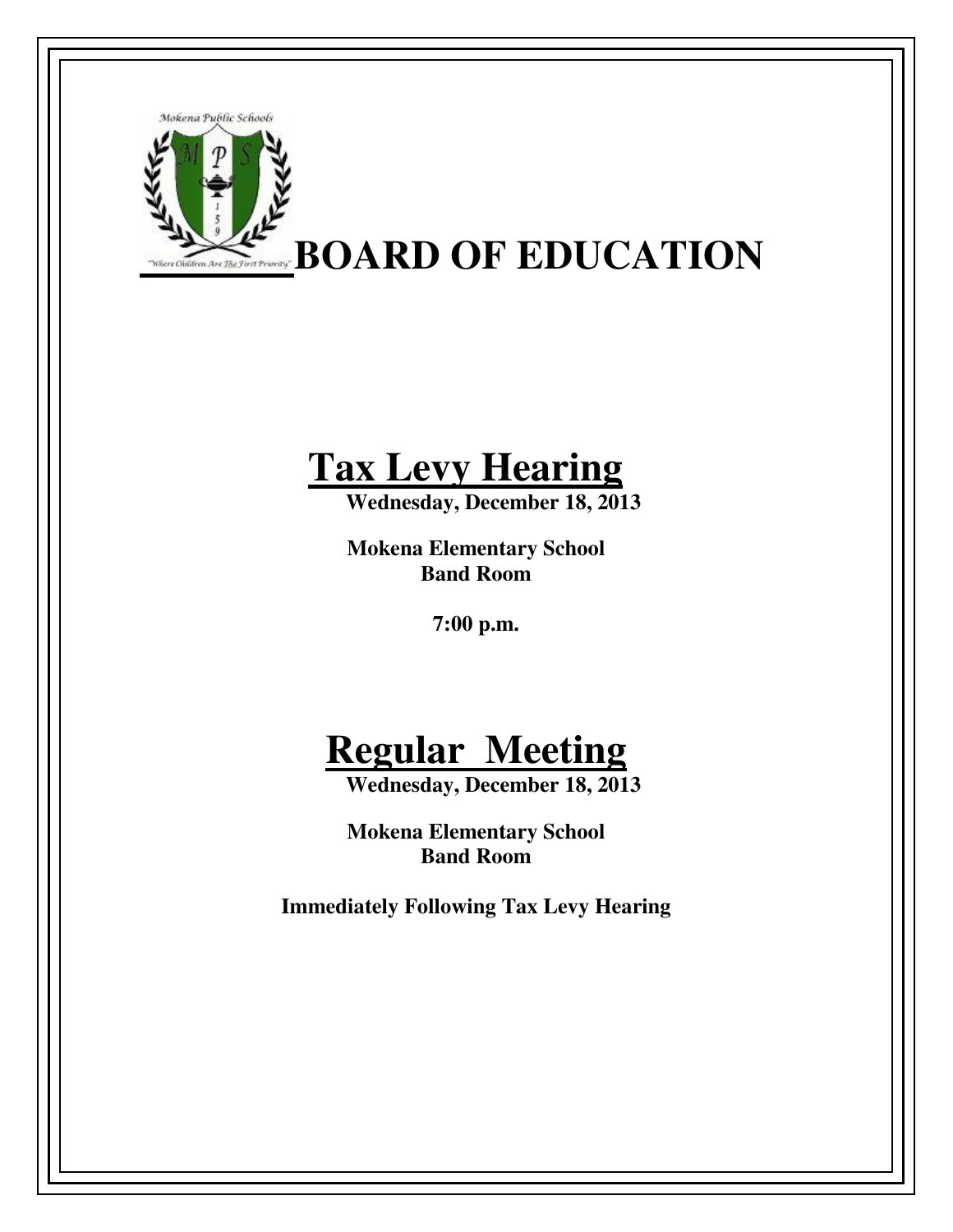Mokena Public Schools

"Where Children Are The First Priority"

# BOARD OF EDUCATION

## Tax Levy Hearing

**Wednesday, December 18, 2013**

**Mokena Elementary School**
**Band Room**

**7:00 p.m.**

## Regular Meeting

**Wednesday, December 18, 2013**

**Mokena Elementary School**
**Band Room**

**Immediately Following Tax Levy Hearing**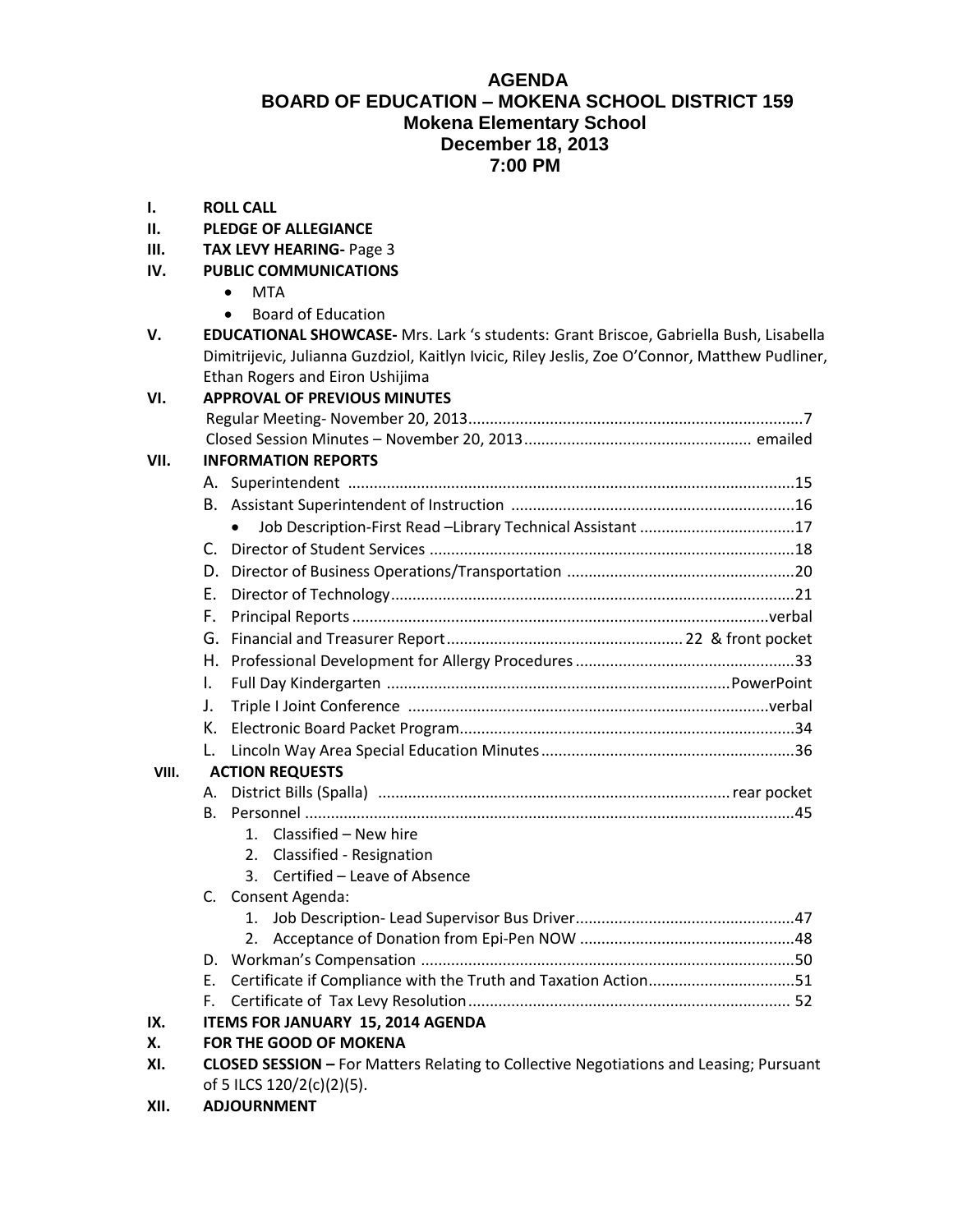# AGENDA
## BOARD OF EDUCATION – MOKENA SCHOOL DISTRICT 159
### Mokena Elementary School
### December 18, 2013
### 7:00 PM

**I. ROLL CALL**

**II. PLEDGE OF ALLEGIANCE**

**III. TAX LEVY HEARING-** Page 3

**IV. PUBLIC COMMUNICATIONS**
- MTA
- Board of Education

**V. EDUCATIONAL SHOWCASE-** Mrs. Lark 's students: Grant Briscoe, Gabriella Bush, Lisabella Dimitrijevic, Julianna Guzdziol, Kaitlyn Ivicic, Riley Jeslis, Zoe O'Connor, Matthew Pudliner, Ethan Rogers and Eiron Ushijima

**VI. APPROVAL OF PREVIOUS MINUTES**

Regular Meeting- November 20, 2013 ........ 7
Closed Session Minutes – November 20, 2013 ........ emailed

**VII. INFORMATION REPORTS**

A. Superintendent ........ 15
B. Assistant Superintendent of Instruction ........ 16
- Job Description-First Read –Library Technical Assistant ........ 17

C. Director of Student Services ........ 18
D. Director of Business Operations/Transportation ........ 20
E. Director of Technology ........ 21
F. Principal Reports ........ verbal
G. Financial and Treasurer Report ........ 22 & front pocket
H. Professional Development for Allergy Procedures ........ 33
I. Full Day Kindergarten ........ PowerPoint
J. Triple I Joint Conference ........ verbal
K. Electronic Board Packet Program ........ 34
L. Lincoln Way Area Special Education Minutes ........ 36

**VIII. ACTION REQUESTS**

A. District Bills (Spalla) ........ rear pocket
B. Personnel ........ 45
1. Classified – New hire
2. Classified - Resignation
3. Certified – Leave of Absence

C. Consent Agenda:
1. Job Description- Lead Supervisor Bus Driver ........ 47
2. Acceptance of Donation from Epi-Pen NOW ........ 48

D. Workman's Compensation ........ 50
E. Certificate if Compliance with the Truth and Taxation Action ........ 51
F. Certificate of Tax Levy Resolution ........ 52

**IX. ITEMS FOR JANUARY 15, 2014 AGENDA**

**X. FOR THE GOOD OF MOKENA**

**XI. CLOSED SESSION –** For Matters Relating to Collective Negotiations and Leasing; Pursuant of 5 ILCS 120/2(c)(2)(5).

**XII. ADJOURNMENT**